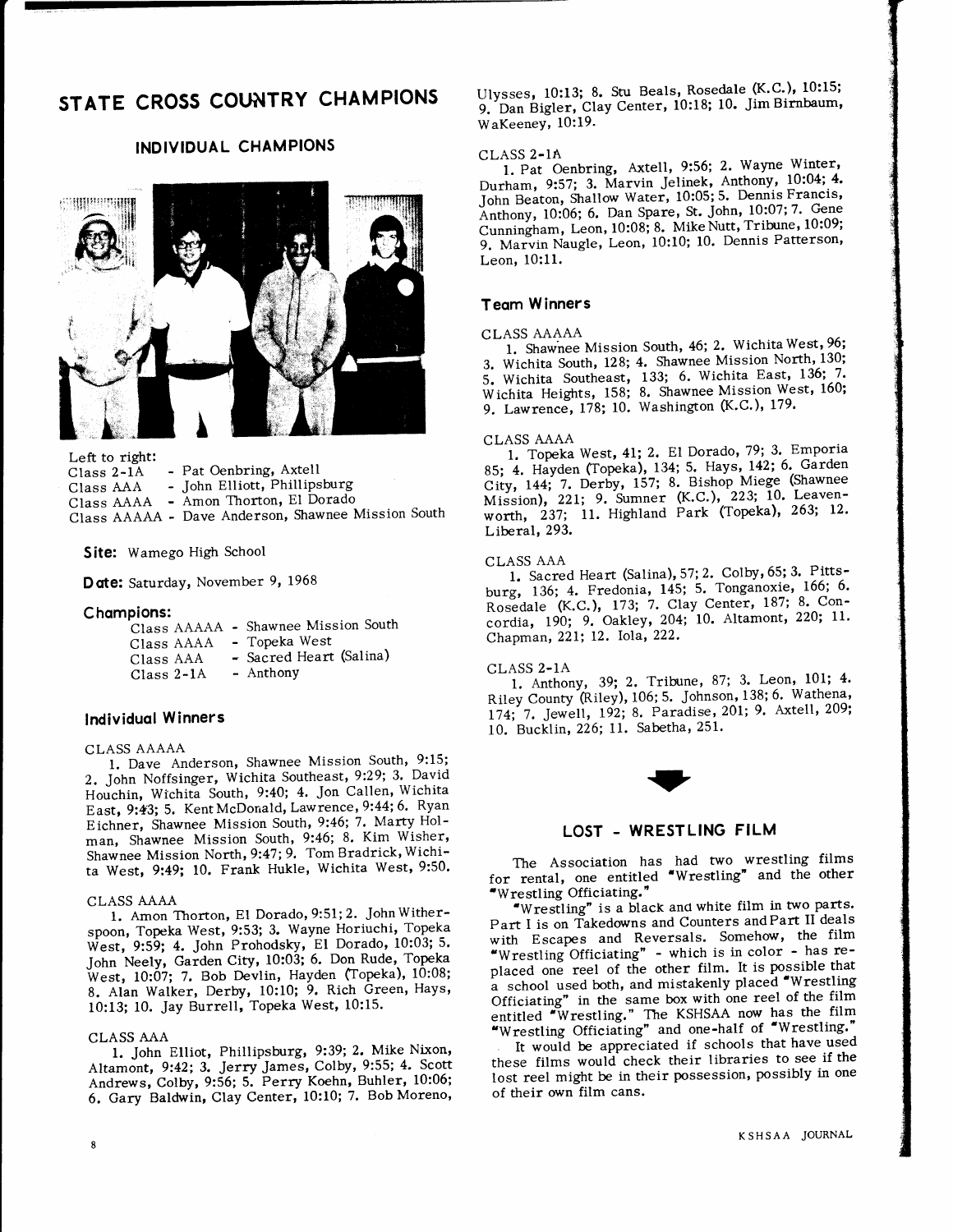# STATE CROSS COUNTRY CHAMPIONS

## INDIVIDUAL CHAMPIONS

Left to right:
Class 2-1A - Pat Oenbring, Axtell
Class AAA - John Elliott, Phillipsburg
Class AAAA - Amon Thorton, El Dorado
Class AAAAA - Dave Anderson, Shawnee Mission South

**Site:** Wamego High School

**Date:** Saturday, November 9, 1968

### Champions:

Class AAAAA - Shawnee Mission South
Class AAAA - Topeka West
Class AAA - Sacred Heart (Salina)
Class 2-1A - Anthony

### Individual Winners

CLASS AAAAA

1. Dave Anderson, Shawnee Mission South, 9:15; 2. John Noffsinger, Wichita Southeast, 9:29; 3. David Houchin, Wichita South, 9:40; 4. Jon Callen, Wichita East, 9:43; 5. Kent McDonald, Lawrence, 9:44; 6. Ryan Eichner, Shawnee Mission South, 9:46; 7. Marty Holman, Shawnee Mission South, 9:46; 8. Kim Wisher, Shawnee Mission North, 9:47; 9. Tom Bradrick, Wichita West, 9:49; 10. Frank Hukle, Wichita West, 9:50.

CLASS AAAA

1. Amon Thorton, El Dorado, 9:51; 2. John Witherspoon, Topeka West, 9:53; 3. Wayne Horiuchi, Topeka West, 9:59; 4. John Prohodsky, El Dorado, 10:03; 5. John Neely, Garden City, 10:03; 6. Don Rude, Topeka West, 10:07; 7. Bob Devlin, Hayden (Topeka), 10:08; 8. Alan Walker, Derby, 10:10; 9. Rich Green, Hays, 10:13; 10. Jay Burrell, Topeka West, 10:15.

CLASS AAA

1. John Elliot, Phillipsburg, 9:39; 2. Mike Nixon, Altamont, 9:42; 3. Jerry James, Colby, 9:55; 4. Scott Andrews, Colby, 9:56; 5. Perry Koehn, Buhler, 10:06; 6. Gary Baldwin, Clay Center, 10:10; 7. Bob Moreno, Ulysses, 10:13; 8. Stu Beals, Rosedale (K.C.), 10:15; 9. Dan Bigler, Clay Center, 10:18; 10. Jim Birnbaum, WaKeeney, 10:19.

CLASS 2-1A

1. Pat Oenbring, Axtell, 9:56; 2. Wayne Winter, Durham, 9:57; 3. Marvin Jelinek, Anthony, 10:04; 4. John Beaton, Shallow Water, 10:05; 5. Dennis Francis, Anthony, 10:06; 6. Dan Spare, St. John, 10:07; 7. Gene Cunningham, Leon, 10:08; 8. Mike Nutt, Tribune, 10:09; 9. Marvin Naugle, Leon, 10:10; 10. Dennis Patterson, Leon, 10:11.

### Team Winners

CLASS AAAAA

1. Shawnee Mission South, 46; 2. Wichita West, 96; 3. Wichita South, 128; 4. Shawnee Mission North, 130; 5. Wichita Southeast, 133; 6. Wichita East, 136; 7. Wichita Heights, 158; 8. Shawnee Mission West, 160; 9. Lawrence, 178; 10. Washington (K.C.), 179.

CLASS AAAA

1. Topeka West, 41; 2. El Dorado, 79; 3. Emporia 85; 4. Hayden (Topeka), 134; 5. Hays, 142; 6. Garden City, 144; 7. Derby, 157; 8. Bishop Miege (Shawnee Mission), 221; 9. Sumner (K.C.), 223; 10. Leavenworth, 237; 11. Highland Park (Topeka), 263; 12. Liberal, 293.

CLASS AAA

1. Sacred Heart (Salina), 57; 2. Colby, 65; 3. Pittsburg, 136; 4. Fredonia, 145; 5. Tonganoxie, 166; 6. Rosedale (K.C.), 173; 7. Clay Center, 187; 8. Concordia, 190; 9. Oakley, 204; 10. Altamont, 220; 11. Chapman, 221; 12. Iola, 222.

CLASS 2-1A

1. Anthony, 39; 2. Tribune, 87; 3. Leon, 101; 4. Riley County (Riley), 106; 5. Johnson, 138; 6. Wathena, 174; 7. Jewell, 192; 8. Paradise, 201; 9. Axtell, 209; 10. Bucklin, 226; 11. Sabetha, 251.

## LOST - WRESTLING FILM

The Association has had two wrestling films for rental, one entitled "Wrestling" and the other "Wrestling Officiating."

"Wrestling" is a black and white film in two parts. Part I is on Takedowns and Counters and Part II deals with Escapes and Reversals. Somehow, the film "Wrestling Officiating" - which is in color - has replaced one reel of the other film. It is possible that a school used both, and mistakenly placed "Wrestling Officiating" in the same box with one reel of the film entitled "Wrestling." The KSHSAA now has the film "Wrestling Officiating" and one-half of "Wrestling."

It would be appreciated if schools that have used these films would check their libraries to see if the lost reel might be in their possession, possibly in one of their own film cans.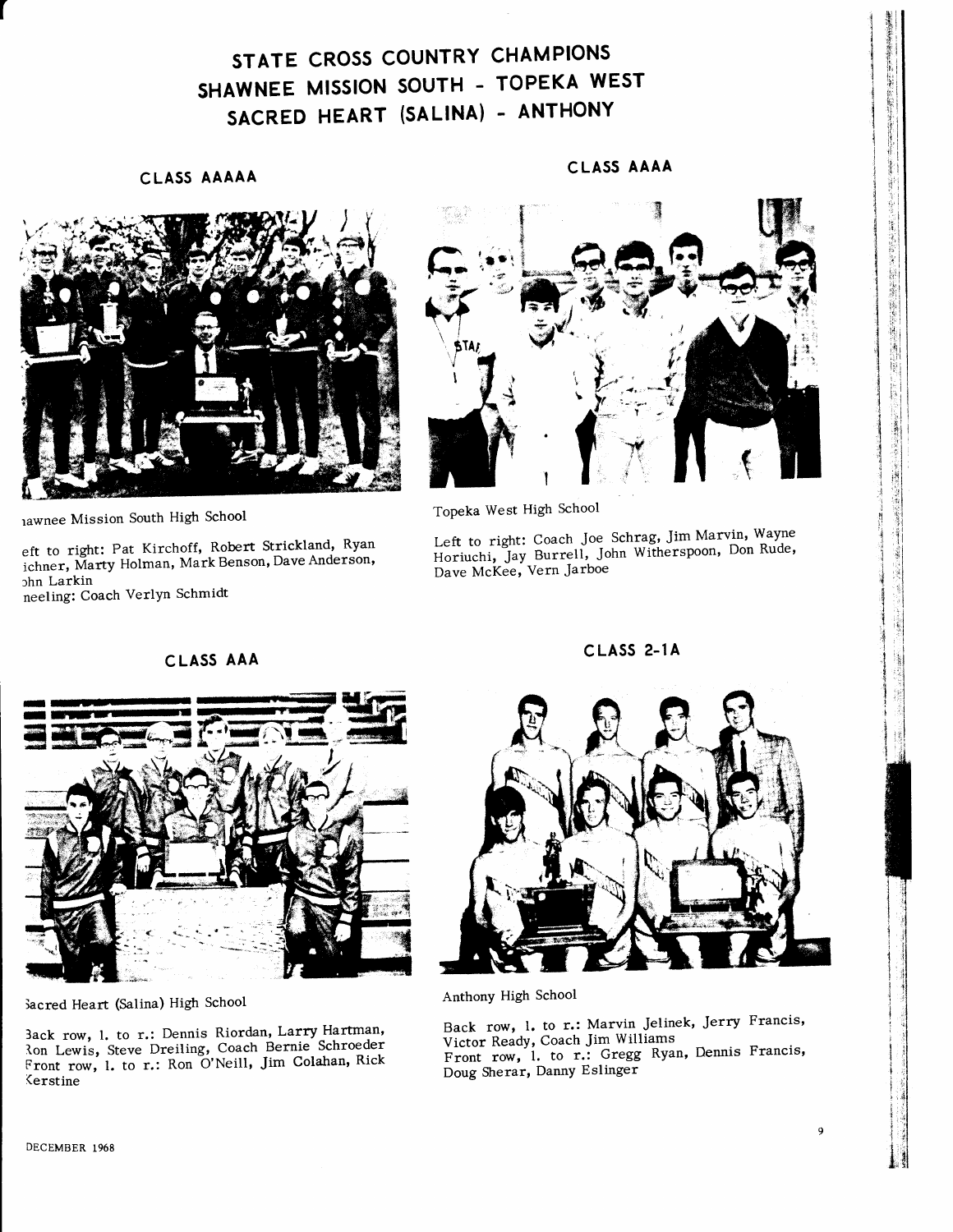# STATE CROSS COUNTRY CHAMPIONS
# SHAWNEE MISSION SOUTH - TOPEKA WEST
# SACRED HEART (SALINA) - ANTHONY

## CLASS AAAAA

ıawnee Mission South High School

eft to right: Pat Kirchoff, Robert Strickland, Ryan ichner, Marty Holman, Mark Benson, Dave Anderson, ɔhn Larkin
neeling: Coach Verlyn Schmidt

## CLASS AAAA

Topeka West High School

Left to right: Coach Joe Schrag, Jim Marvin, Wayne Horiuchi, Jay Burrell, John Witherspoon, Don Rude, Dave McKee, Vern Jarboe

## CLASS AAA

Sacred Heart (Salina) High School

Back row, l. to r.: Dennis Riordan, Larry Hartman, Ron Lewis, Steve Dreiling, Coach Bernie Schroeder
Front row, l. to r.: Ron O'Neill, Jim Colahan, Rick Kerstine

## CLASS 2-1A

Anthony High School

Back row, l. to r.: Marvin Jelinek, Jerry Francis, Victor Ready, Coach Jim Williams
Front row, l. to r.: Gregg Ryan, Dennis Francis, Doug Sherar, Danny Eslinger